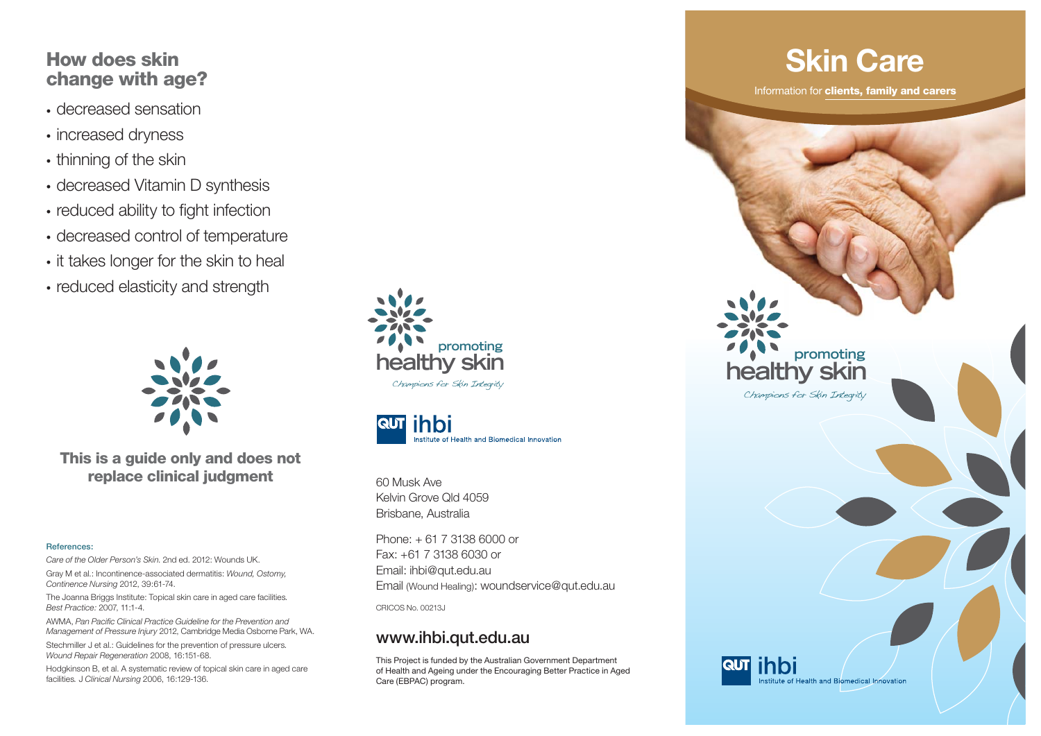## How does skin change with age?

- decreased sensation
- increased dryness
- thinning of the skin
- decreased Vitamin D synthesis
- reduced ability to fight infection
- decreased control of temperature
- it takes longer for the skin to heal
- reduced elasticity and strength

**This is a guide only and does not replace clinical judgment**

**References:**

*Care of the Older Person's Skin.* 2nd ed. 2012: Wounds UK.

Gray M et al.: Incontinence-associated dermatitis: *Wound, Ostomy, Continence Nursing* 2012, 39:61-74.

The Joanna Briggs Institute: Topical skin care in aged care facilities. *Best Practice:* 2007, 11:1-4.

AWMA, *Pan Pacific Clinical Practice Guideline for the Prevention and Management of Pressure Injury* 2012, Cambridge Media Osborne Park, WA.

Stechmiller J et al.: Guidelines for the prevention of pressure ulcers. *Wound Repair Regeneration* 2008, 16:151-68.

Hodgkinson B, et al. A systematic review of topical skin care in aged care facilities. J *Clinical Nursing* 2006, 16:129-136.

promoting healthy skin

*Champions for Skin Integrity*

QUT ihbi Institute of Health and Biomedical Innovation

60 Musk Ave
Kelvin Grove Qld 4059
Brisbane, Australia

Phone: + 61 7 3138 6000 or
Fax: +61 7 3138 6030 or
Email: ihbi@qut.edu.au
Email (Wound Healing): woundservice@qut.edu.au

CRICOS No. 00213J

## www.ihbi.qut.edu.au

This Project is funded by the Australian Government Department of Health and Ageing under the Encouraging Better Practice in Aged Care (EBPAC) program.

# Skin Care

Information for **clients, family and carers**

promoting healthy skin

*Champions for Skin Integrity*

QUT ihbi Institute of Health and Biomedical Innovation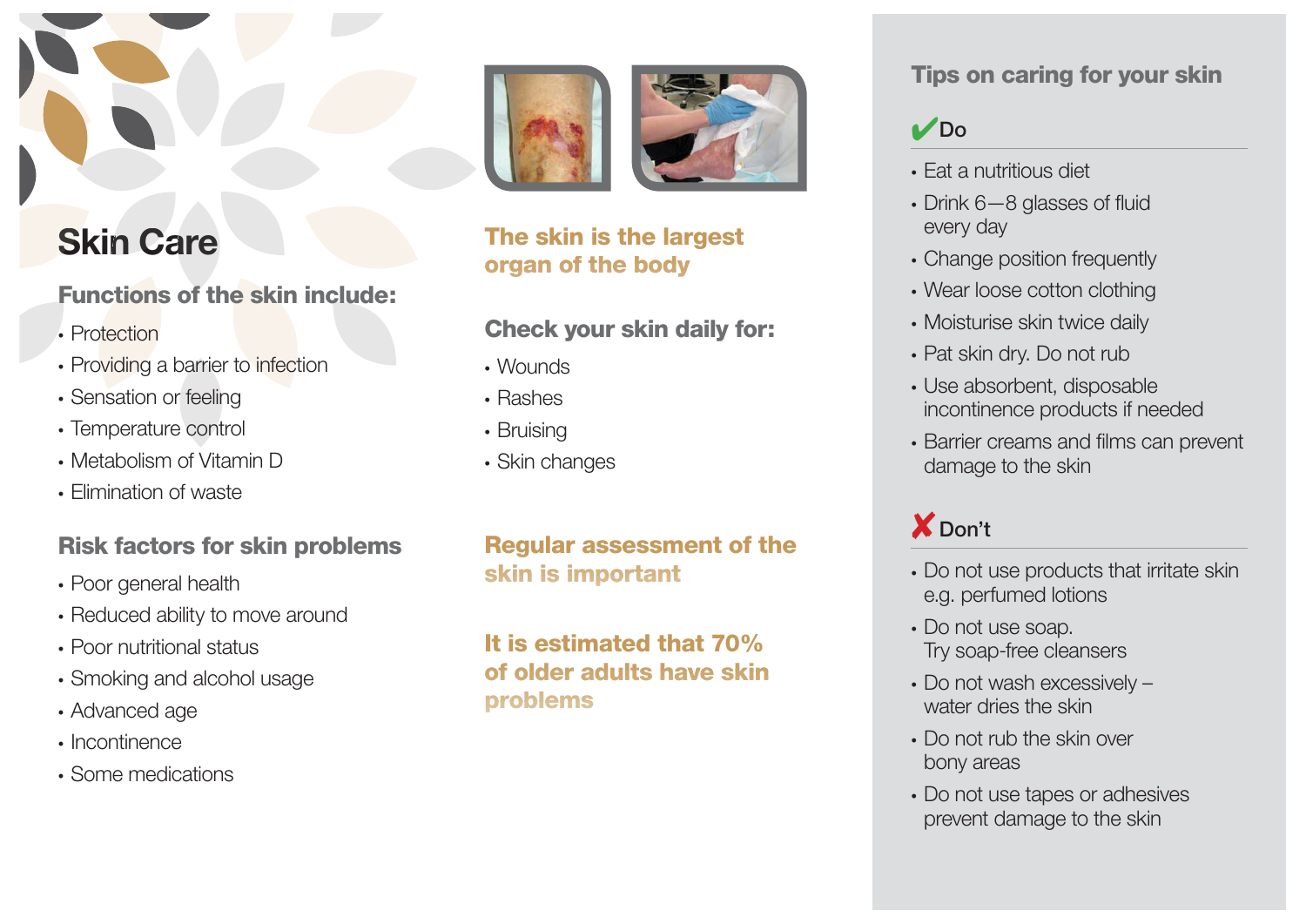# Skin Care

## Functions of the skin include:

- Protection
- Providing a barrier to infection
- Sensation or feeling
- Temperature control
- Metabolism of Vitamin D
- Elimination of waste

## Risk factors for skin problems

- Poor general health
- Reduced ability to move around
- Poor nutritional status
- Smoking and alcohol usage
- Advanced age
- Incontinence
- Some medications

**The skin is the largest organ of the body**

## Check your skin daily for:

- Wounds
- Rashes
- Bruising
- Skin changes

**Regular assessment of the skin is important**

**It is estimated that 70% of older adults have skin problems**

## Tips on caring for your skin

### ✔ Do

- Eat a nutritious diet
- Drink 6—8 glasses of fluid every day
- Change position frequently
- Wear loose cotton clothing
- Moisturise skin twice daily
- Pat skin dry. Do not rub
- Use absorbent, disposable incontinence products if needed
- Barrier creams and films can prevent damage to the skin

### ✘ Don't

- Do not use products that irritate skin e.g. perfumed lotions
- Do not use soap. Try soap-free cleansers
- Do not wash excessively – water dries the skin
- Do not rub the skin over bony areas
- Do not use tapes or adhesives prevent damage to the skin